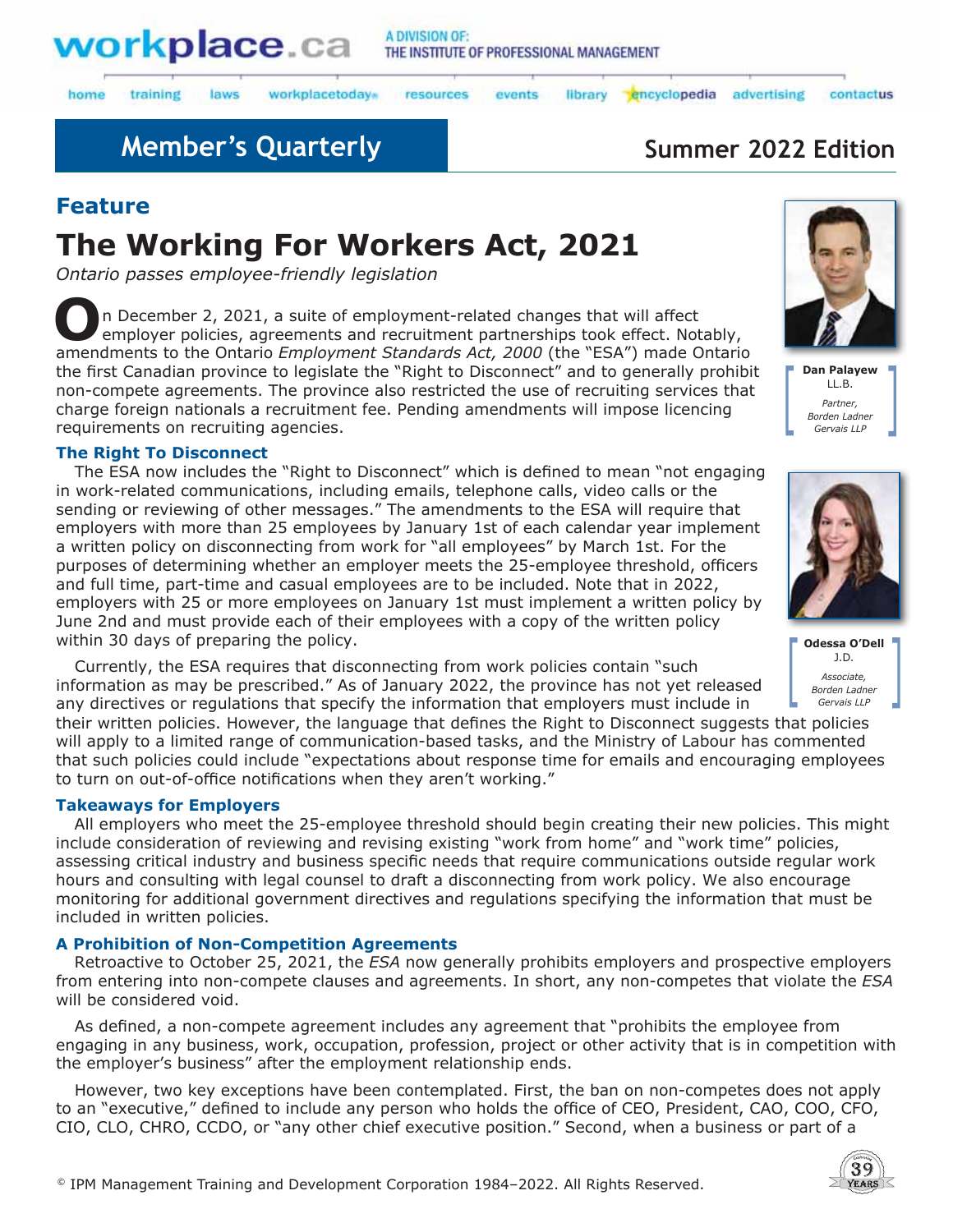workplace.ca A DIVISION OF: THE INSTITUTE OF PROFESSIONAL MANAGEMENT

home training laws workplacetoday resources events library encyclopedia advertising contactus

**Member's Quarterly** **Summer 2022 Edition**

## Feature

# The Working For Workers Act, 2021

*Ontario passes employee-friendly legislation*

On December 2, 2021, a suite of employment-related changes that will affect employer policies, agreements and recruitment partnerships took effect. Notably, amendments to the Ontario *Employment Standards Act, 2000* (the "ESA") made Ontario the first Canadian province to legislate the "Right to Disconnect" and to generally prohibit non-compete agreements. The province also restricted the use of recruiting services that charge foreign nationals a recruitment fee. Pending amendments will impose licencing requirements on recruiting agencies.

**Dan Palayew**
LL.B.
*Partner, Borden Ladner Gervais LLP*

**Odessa O'Dell**
J.D.
*Associate, Borden Ladner Gervais LLP*

### The Right To Disconnect

The ESA now includes the "Right to Disconnect" which is defined to mean "not engaging in work-related communications, including emails, telephone calls, video calls or the sending or reviewing of other messages." The amendments to the ESA will require that employers with more than 25 employees by January 1st of each calendar year implement a written policy on disconnecting from work for "all employees" by March 1st. For the purposes of determining whether an employer meets the 25-employee threshold, officers and full time, part-time and casual employees are to be included. Note that in 2022, employers with 25 or more employees on January 1st must implement a written policy by June 2nd and must provide each of their employees with a copy of the written policy within 30 days of preparing the policy.

Currently, the ESA requires that disconnecting from work policies contain "such information as may be prescribed." As of January 2022, the province has not yet released any directives or regulations that specify the information that employers must include in their written policies. However, the language that defines the Right to Disconnect suggests that policies will apply to a limited range of communication-based tasks, and the Ministry of Labour has commented that such policies could include "expectations about response time for emails and encouraging employees to turn on out-of-office notifications when they aren't working."

### Takeaways for Employers

All employers who meet the 25-employee threshold should begin creating their new policies. This might include consideration of reviewing and revising existing "work from home" and "work time" policies, assessing critical industry and business specific needs that require communications outside regular work hours and consulting with legal counsel to draft a disconnecting from work policy. We also encourage monitoring for additional government directives and regulations specifying the information that must be included in written policies.

### A Prohibition of Non-Competition Agreements

Retroactive to October 25, 2021, the *ESA* now generally prohibits employers and prospective employers from entering into non-compete clauses and agreements. In short, any non-competes that violate the *ESA* will be considered void.

As defined, a non-compete agreement includes any agreement that "prohibits the employee from engaging in any business, work, occupation, profession, project or other activity that is in competition with the employer's business" after the employment relationship ends.

However, two key exceptions have been contemplated. First, the ban on non-competes does not apply to an "executive," defined to include any person who holds the office of CEO, President, CAO, COO, CFO, CIO, CLO, CHRO, CCDO, or "any other chief executive position." Second, when a business or part of a

© IPM Management Training and Development Corporation 1984–2022. All Rights Reserved.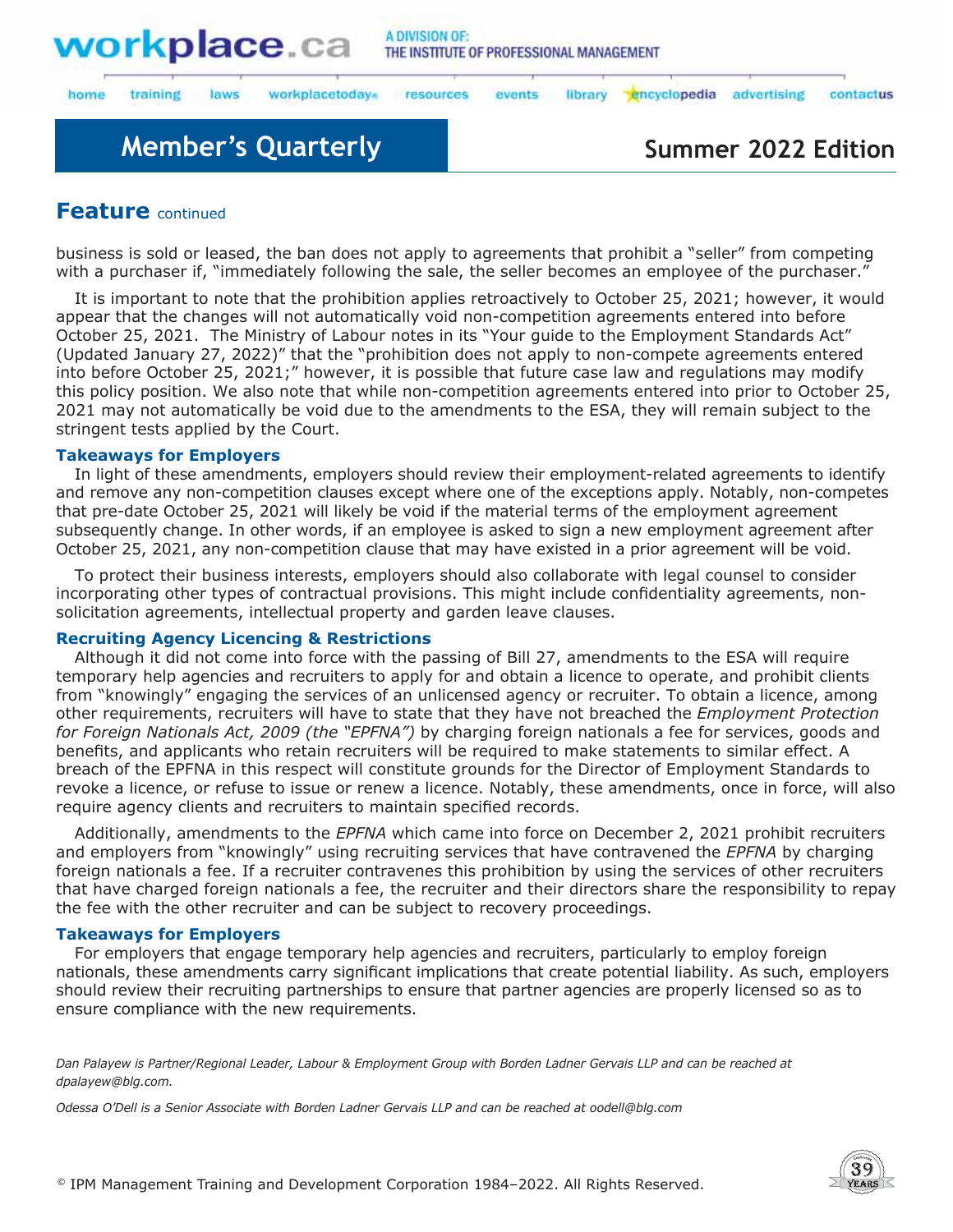## Feature continued

business is sold or leased, the ban does not apply to agreements that prohibit a "seller" from competing with a purchaser if, "immediately following the sale, the seller becomes an employee of the purchaser."

It is important to note that the prohibition applies retroactively to October 25, 2021; however, it would appear that the changes will not automatically void non-competition agreements entered into before October 25, 2021. The Ministry of Labour notes in its "Your guide to the Employment Standards Act" (Updated January 27, 2022)" that the "prohibition does not apply to non-compete agreements entered into before October 25, 2021;" however, it is possible that future case law and regulations may modify this policy position. We also note that while non-competition agreements entered into prior to October 25, 2021 may not automatically be void due to the amendments to the ESA, they will remain subject to the stringent tests applied by the Court.

### Takeaways for Employers

In light of these amendments, employers should review their employment-related agreements to identify and remove any non-competition clauses except where one of the exceptions apply. Notably, non-competes that pre-date October 25, 2021 will likely be void if the material terms of the employment agreement subsequently change. In other words, if an employee is asked to sign a new employment agreement after October 25, 2021, any non-competition clause that may have existed in a prior agreement will be void.

To protect their business interests, employers should also collaborate with legal counsel to consider incorporating other types of contractual provisions. This might include confidentiality agreements, non-solicitation agreements, intellectual property and garden leave clauses.

### Recruiting Agency Licencing & Restrictions

Although it did not come into force with the passing of Bill 27, amendments to the ESA will require temporary help agencies and recruiters to apply for and obtain a licence to operate, and prohibit clients from "knowingly" engaging the services of an unlicensed agency or recruiter. To obtain a licence, among other requirements, recruiters will have to state that they have not breached the *Employment Protection for Foreign Nationals Act, 2009 (the "EPFNA")* by charging foreign nationals a fee for services, goods and benefits, and applicants who retain recruiters will be required to make statements to similar effect. A breach of the EPFNA in this respect will constitute grounds for the Director of Employment Standards to revoke a licence, or refuse to issue or renew a licence. Notably, these amendments, once in force, will also require agency clients and recruiters to maintain specified records.

Additionally, amendments to the *EPFNA* which came into force on December 2, 2021 prohibit recruiters and employers from "knowingly" using recruiting services that have contravened the *EPFNA* by charging foreign nationals a fee. If a recruiter contravenes this prohibition by using the services of other recruiters that have charged foreign nationals a fee, the recruiter and their directors share the responsibility to repay the fee with the other recruiter and can be subject to recovery proceedings.

### Takeaways for Employers

For employers that engage temporary help agencies and recruiters, particularly to employ foreign nationals, these amendments carry significant implications that create potential liability. As such, employers should review their recruiting partnerships to ensure that partner agencies are properly licensed so as to ensure compliance with the new requirements.

*Dan Palayew is Partner/Regional Leader, Labour & Employment Group with Borden Ladner Gervais LLP and can be reached at dpalayew@blg.com.*

*Odessa O'Dell is a Senior Associate with Borden Ladner Gervais LLP and can be reached at oodell@blg.com*